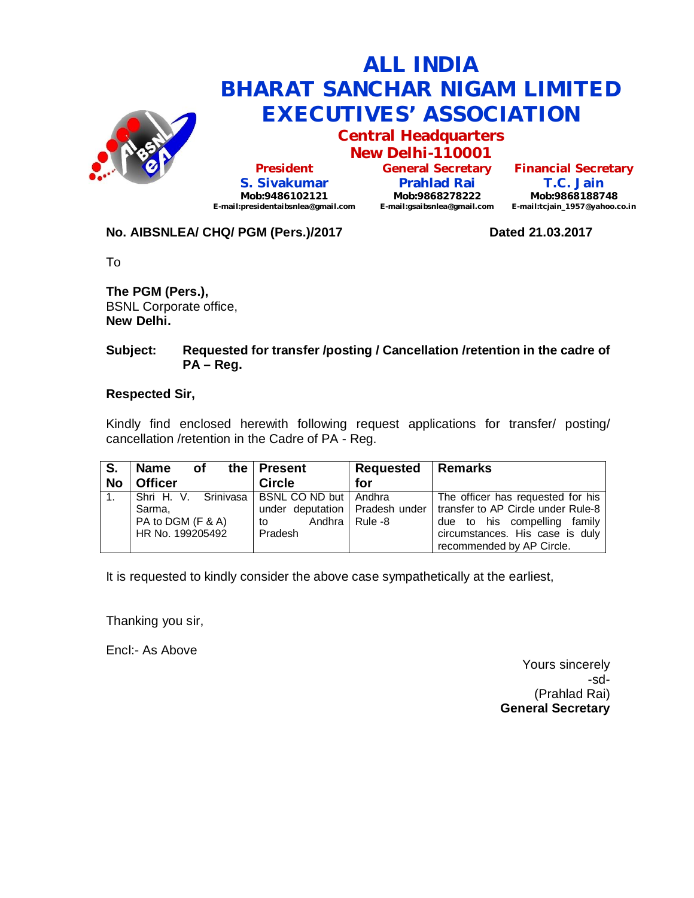# ALL INDIA BHARAT SANCHAR NIGAM LIMITED EXECUTIVES' ASSOCIATION

## Central Headquarters
## New Delhi-110001

| President | General Secretary | Financial Secretary |
|---|---|---|
| S. Sivakumar | Prahlad Rai | T.C. Jain |
| Mob:9486102121 | Mob:9868278222 | Mob:9868188748 |
| E-mail:presidentaibsnlea@gmail.com | E-mail:gsaibsnlea@gmail.com | E-mail:tcjain_1957@yahoo.co.in |

**No. AIBSNLEA/ CHQ/ PGM (Pers.)/2017** **Dated 21.03.2017**

To

**The PGM (Pers.),**
BSNL Corporate office,
**New Delhi.**

**Subject: Requested for transfer /posting / Cancellation /retention in the cadre of PA – Reg.**

**Respected Sir,**

Kindly find enclosed herewith following request applications for transfer/ posting/ cancellation /retention in the Cadre of PA - Reg.

| S. No | Name of the Officer | Present Circle | Requested for | Remarks |
|---|---|---|---|---|
| 1. | Shri H. V. Srinivasa Sarma, PA to DGM (F & A) HR No. 199205492 | BSNL CO ND but under deputation to Andhra Pradesh | Andhra Pradesh under Rule -8 | The officer has requested for his transfer to AP Circle under Rule-8 due to his compelling family circumstances. His case is duly recommended by AP Circle. |

It is requested to kindly consider the above case sympathetically at the earliest,

Thanking you sir,

Encl:- As Above

Yours sincerely
-sd-
(Prahlad Rai)
**General Secretary**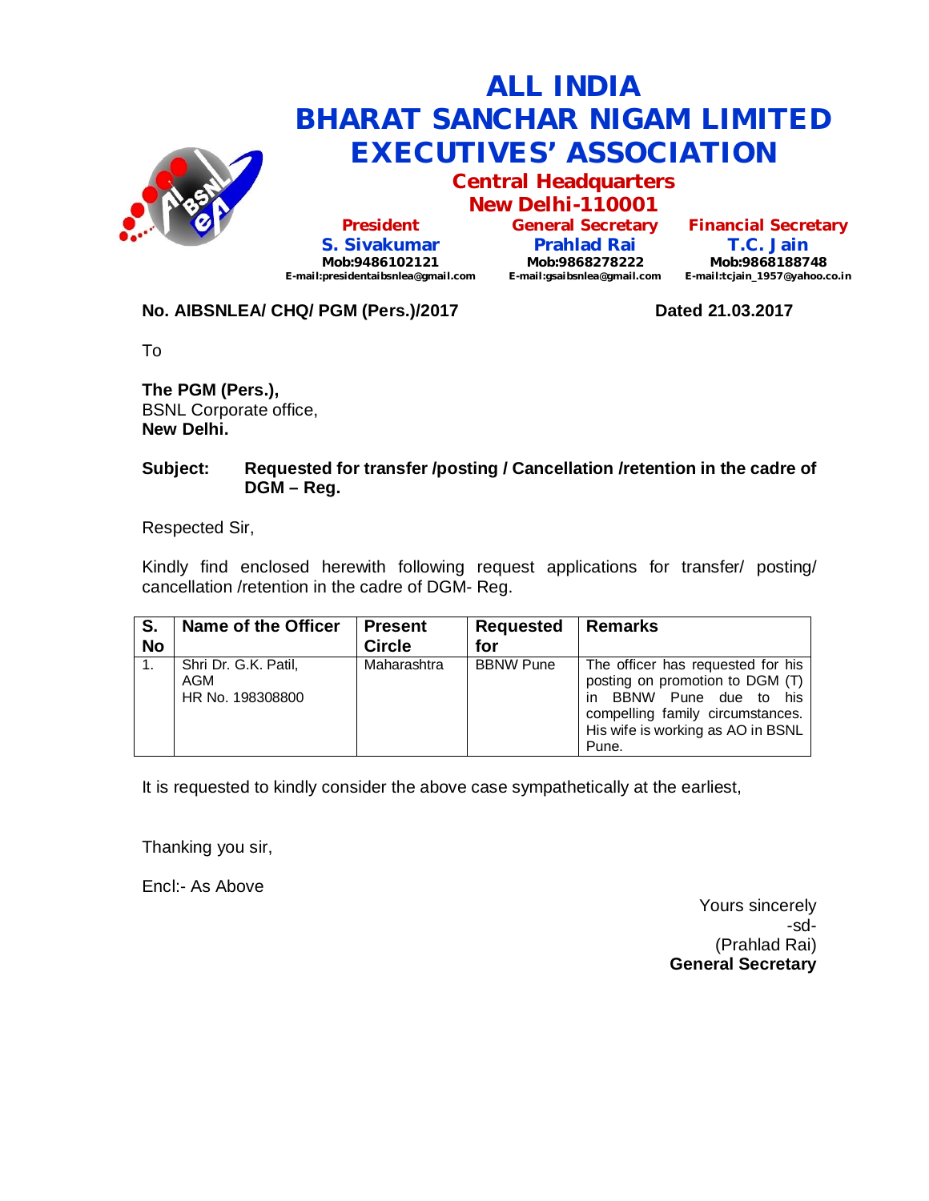# ALL INDIA BHARAT SANCHAR NIGAM LIMITED EXECUTIVES' ASSOCIATION

## Central Headquarters
## New Delhi-110001

| President | General Secretary | Financial Secretary |
|---|---|---|
| **S. Sivakumar** | **Prahlad Rai** | **T.C. Jain** |
| Mob:9486102121 | Mob:9868278222 | Mob:9868188748 |
| E-mail:presidentaibsnlea@gmail.com | E-mail:gsaibsnlea@gmail.com | E-mail:tcjain_1957@yahoo.co.in |

**No. AIBSNLEA/ CHQ/ PGM (Pers.)/2017** **Dated 21.03.2017**

To

**The PGM (Pers.),**
BSNL Corporate office,
**New Delhi.**

**Subject: Requested for transfer /posting / Cancellation /retention in the cadre of DGM – Reg.**

Respected Sir,

Kindly find enclosed herewith following request applications for transfer/ posting/ cancellation /retention in the cadre of DGM- Reg.

| S. No | Name of the Officer | Present Circle | Requested for | Remarks |
|---|---|---|---|---|
| 1. | Shri Dr. G.K. Patil, AGM HR No. 198308800 | Maharashtra | BBNW Pune | The officer has requested for his posting on promotion to DGM (T) in BBNW Pune due to his compelling family circumstances. His wife is working as AO in BSNL Pune. |

It is requested to kindly consider the above case sympathetically at the earliest,

Thanking you sir,

Encl:- As Above

Yours sincerely
-sd-
(Prahlad Rai)
**General Secretary**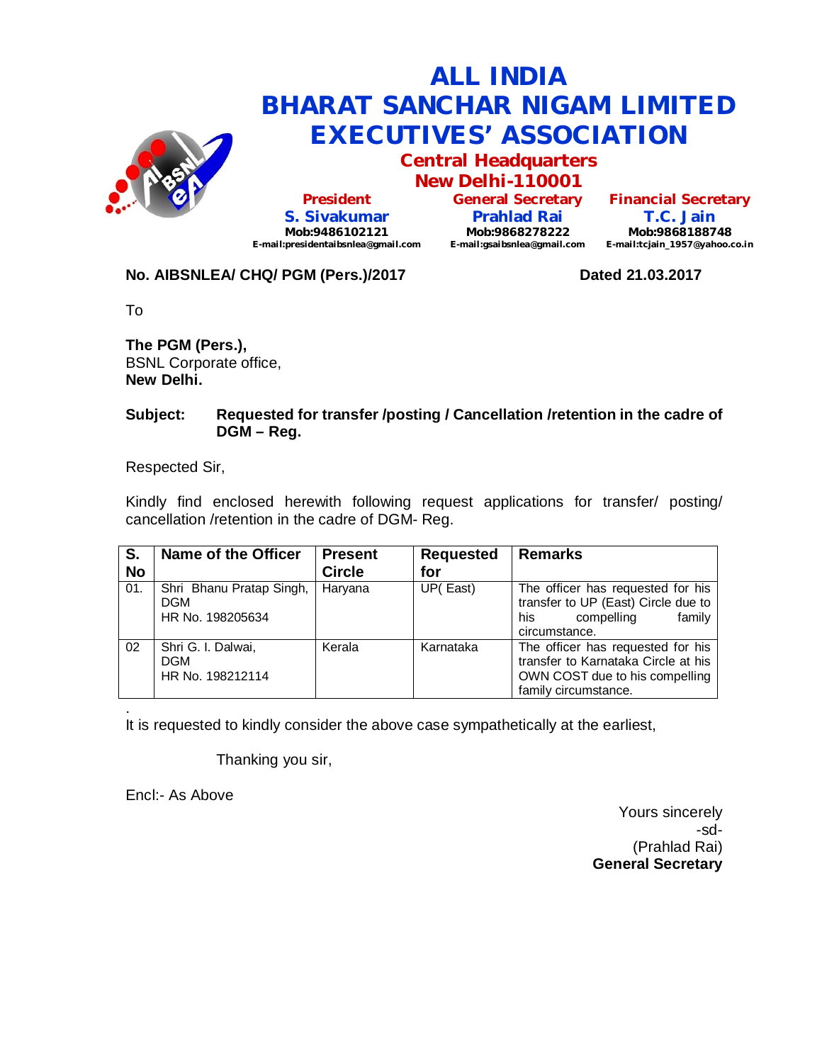# ALL INDIA
# BHARAT SANCHAR NIGAM LIMITED
# EXECUTIVES' ASSOCIATION

## Central Headquarters
## New Delhi-110001

| President | General Secretary | Financial Secretary |
|---|---|---|
| **S. Sivakumar** | **Prahlad Rai** | **T.C. Jain** |
| Mob:9486102121 | Mob:9868278222 | Mob:9868188748 |
| E-mail:presidentaibsnlea@gmail.com | E-mail:gsaibsnlea@gmail.com | E-mail:tcjain_1957@yahoo.co.in |

**No. AIBSNLEA/ CHQ/ PGM (Pers.)/2017** **Dated 21.03.2017**

To

**The PGM (Pers.),**
BSNL Corporate office,
**New Delhi.**

**Subject: Requested for transfer /posting / Cancellation /retention in the cadre of DGM – Reg.**

Respected Sir,

Kindly find enclosed herewith following request applications for transfer/ posting/ cancellation /retention in the cadre of DGM- Reg.

| S. No | Name of the Officer | Present Circle | Requested for | Remarks |
|---|---|---|---|---|
| 01. | Shri Bhanu Pratap Singh, DGM HR No. 198205634 | Haryana | UP( East) | The officer has requested for his transfer to UP (East) Circle due to his compelling family circumstance. |
| 02 | Shri G. I. Dalwai, DGM HR No. 198212114 | Kerala | Karnataka | The officer has requested for his transfer to Karnataka Circle at his OWN COST due to his compelling family circumstance. |

.
It is requested to kindly consider the above case sympathetically at the earliest,

Thanking you sir,

Encl:- As Above

Yours sincerely
-sd-
(Prahlad Rai)
**General Secretary**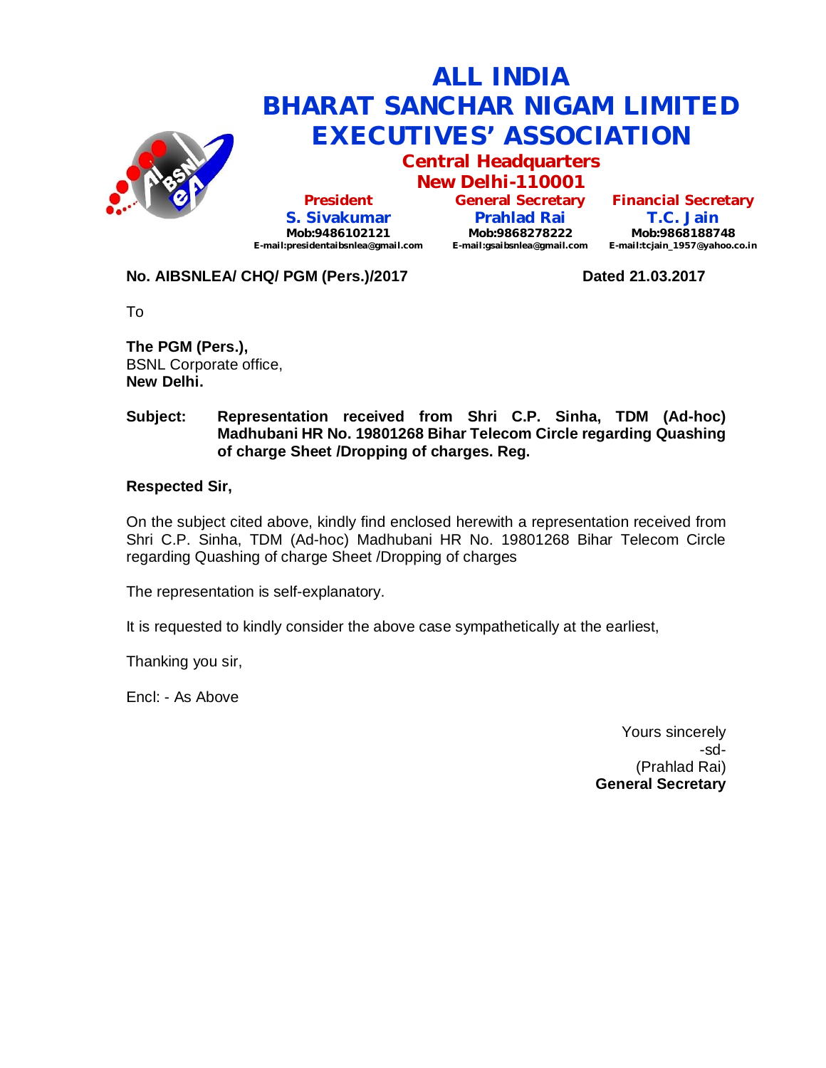# ALL INDIA BHARAT SANCHAR NIGAM LIMITED EXECUTIVES' ASSOCIATION

## Central Headquarters New Delhi-110001

| President | General Secretary | Financial Secretary |
|---|---|---|
| S. Sivakumar | Prahlad Rai | T.C. Jain |
| Mob:9486102121 | Mob:9868278222 | Mob:9868188748 |
| E-mail:presidentaibsnlea@gmail.com | E-mail:gsaibsnlea@gmail.com | E-mail:tcjain_1957@yahoo.co.in |

**No. AIBSNLEA/ CHQ/ PGM (Pers.)/2017** **Dated 21.03.2017**

To

**The PGM (Pers.),**
BSNL Corporate office,
**New Delhi.**

**Subject: Representation received from Shri C.P. Sinha, TDM (Ad-hoc) Madhubani HR No. 19801268 Bihar Telecom Circle regarding Quashing of charge Sheet /Dropping of charges. Reg.**

**Respected Sir,**

On the subject cited above, kindly find enclosed herewith a representation received from Shri C.P. Sinha, TDM (Ad-hoc) Madhubani HR No. 19801268 Bihar Telecom Circle regarding Quashing of charge Sheet /Dropping of charges

The representation is self-explanatory.

It is requested to kindly consider the above case sympathetically at the earliest,

Thanking you sir,

Encl: - As Above

Yours sincerely
-sd-
(Prahlad Rai)
**General Secretary**